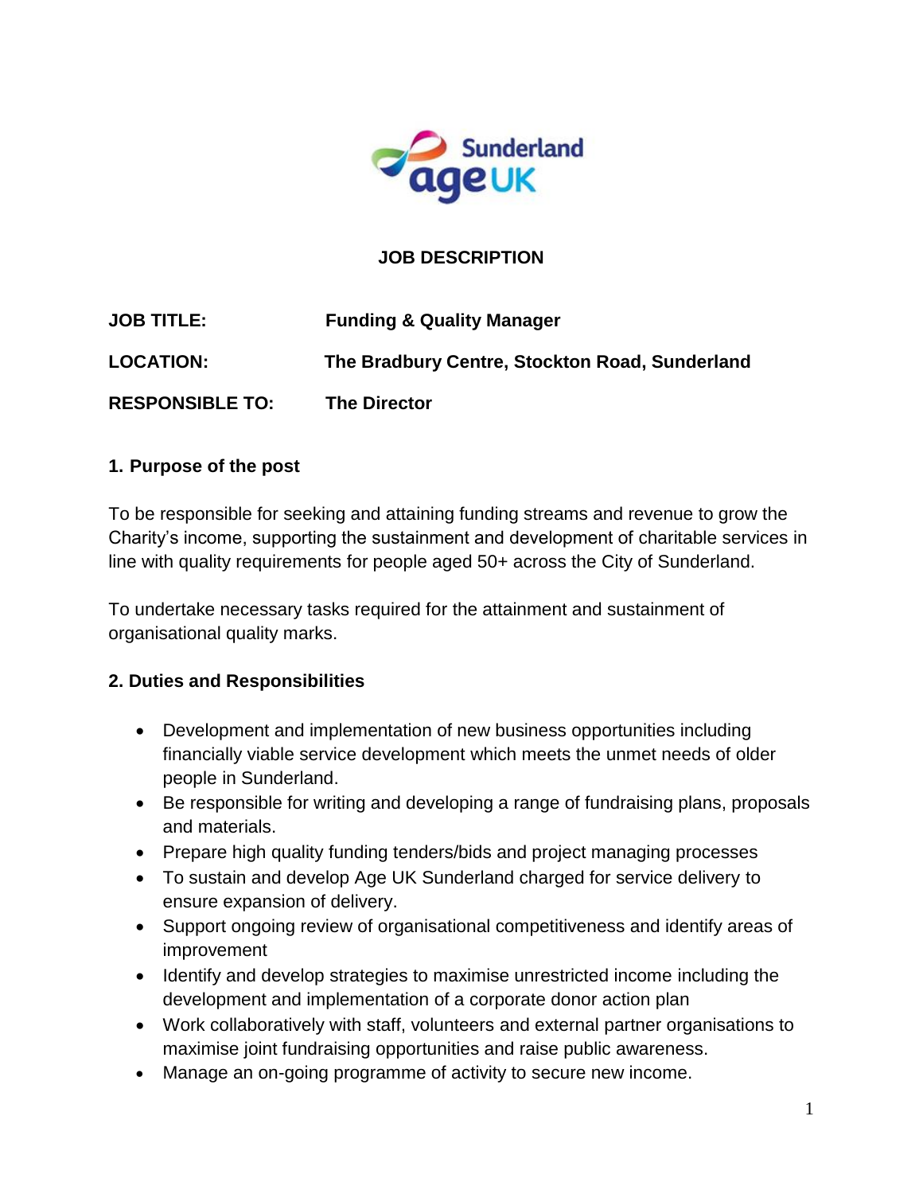# JOB DESCRIPTION

**JOB TITLE:** **Funding & Quality Manager**

**LOCATION:** **The Bradbury Centre, Stockton Road, Sunderland**

**RESPONSIBLE TO:** **The Director**

## 1. Purpose of the post

To be responsible for seeking and attaining funding streams and revenue to grow the Charity's income, supporting the sustainment and development of charitable services in line with quality requirements for people aged 50+ across the City of Sunderland.

To undertake necessary tasks required for the attainment and sustainment of organisational quality marks.

## 2. Duties and Responsibilities

- Development and implementation of new business opportunities including financially viable service development which meets the unmet needs of older people in Sunderland.
- Be responsible for writing and developing a range of fundraising plans, proposals and materials.
- Prepare high quality funding tenders/bids and project managing processes
- To sustain and develop Age UK Sunderland charged for service delivery to ensure expansion of delivery.
- Support ongoing review of organisational competitiveness and identify areas of improvement
- Identify and develop strategies to maximise unrestricted income including the development and implementation of a corporate donor action plan
- Work collaboratively with staff, volunteers and external partner organisations to maximise joint fundraising opportunities and raise public awareness.
- Manage an on-going programme of activity to secure new income.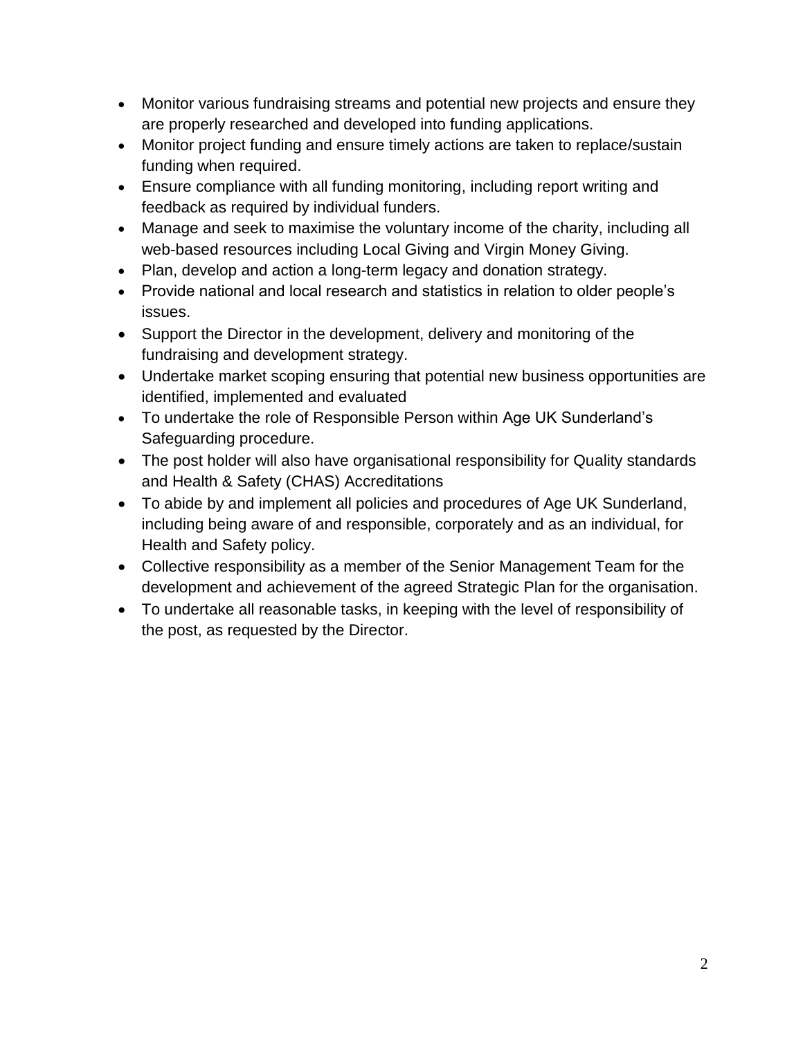- Monitor various fundraising streams and potential new projects and ensure they are properly researched and developed into funding applications.
- Monitor project funding and ensure timely actions are taken to replace/sustain funding when required.
- Ensure compliance with all funding monitoring, including report writing and feedback as required by individual funders.
- Manage and seek to maximise the voluntary income of the charity, including all web-based resources including Local Giving and Virgin Money Giving.
- Plan, develop and action a long-term legacy and donation strategy.
- Provide national and local research and statistics in relation to older people's issues.
- Support the Director in the development, delivery and monitoring of the fundraising and development strategy.
- Undertake market scoping ensuring that potential new business opportunities are identified, implemented and evaluated
- To undertake the role of Responsible Person within Age UK Sunderland's Safeguarding procedure.
- The post holder will also have organisational responsibility for Quality standards and Health & Safety (CHAS) Accreditations
- To abide by and implement all policies and procedures of Age UK Sunderland, including being aware of and responsible, corporately and as an individual, for Health and Safety policy.
- Collective responsibility as a member of the Senior Management Team for the development and achievement of the agreed Strategic Plan for the organisation.
- To undertake all reasonable tasks, in keeping with the level of responsibility of the post, as requested by the Director.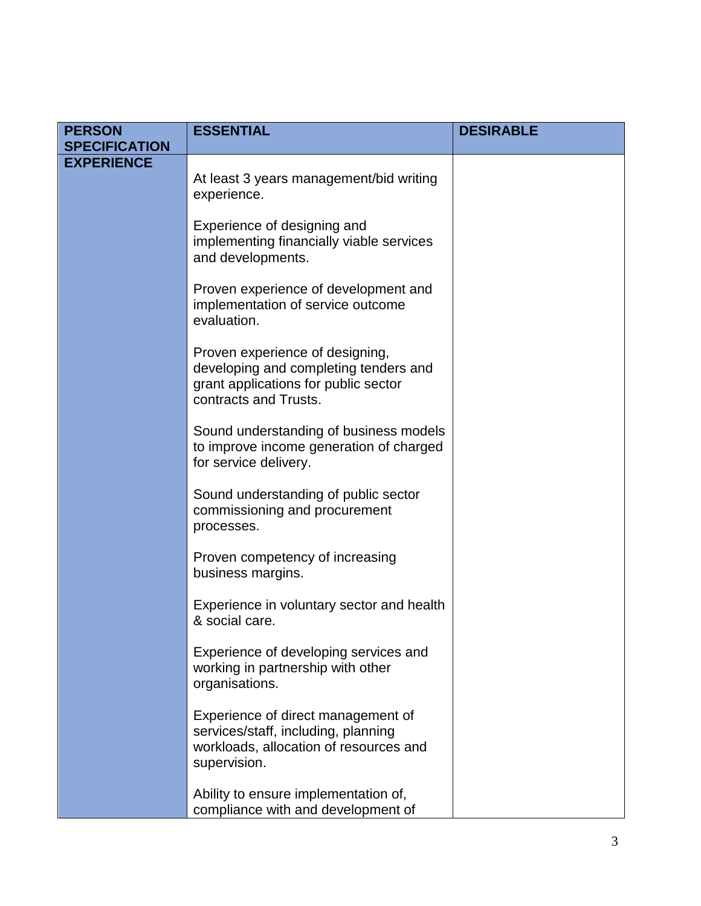| PERSON SPECIFICATION | ESSENTIAL | DESIRABLE |
|---|---|---|
| EXPERIENCE | At least 3 years management/bid writing experience.<br><br>Experience of designing and implementing financially viable services and developments.<br><br>Proven experience of development and implementation of service outcome evaluation.<br><br>Proven experience of designing, developing and completing tenders and grant applications for public sector contracts and Trusts.<br><br>Sound understanding of business models to improve income generation of charged for service delivery.<br><br>Sound understanding of public sector commissioning and procurement processes.<br><br>Proven competency of increasing business margins.<br><br>Experience in voluntary sector and health & social care.<br><br>Experience of developing services and working in partnership with other organisations.<br><br>Experience of direct management of services/staff, including, planning workloads, allocation of resources and supervision.<br><br>Ability to ensure implementation of, compliance with and development of | |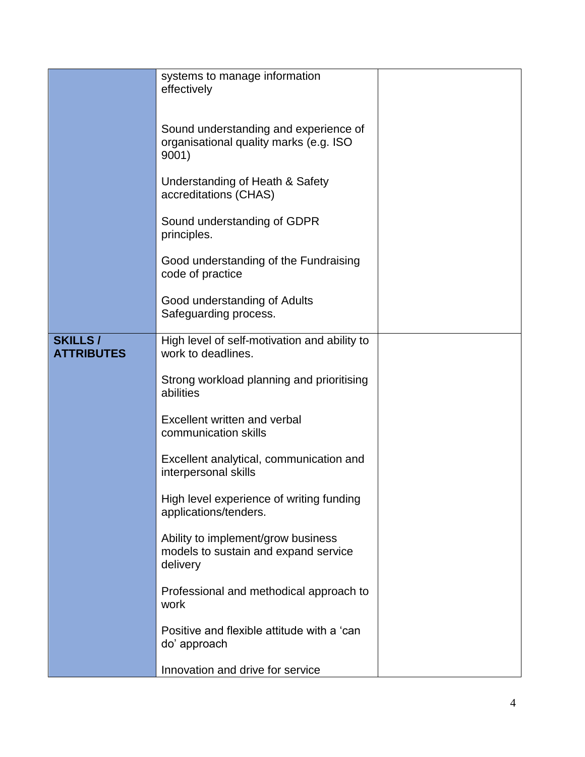| | | |
|---|---|---|
| | systems to manage information effectively<br><br>Sound understanding and experience of organisational quality marks (e.g. ISO 9001)<br><br>Understanding of Heath & Safety accreditations (CHAS)<br><br>Sound understanding of GDPR principles.<br><br>Good understanding of the Fundraising code of practice<br><br>Good understanding of Adults Safeguarding process. | |
| **SKILLS / ATTRIBUTES** | High level of self-motivation and ability to work to deadlines.<br><br>Strong workload planning and prioritising abilities<br><br>Excellent written and verbal communication skills<br><br>Excellent analytical, communication and interpersonal skills<br><br>High level experience of writing funding applications/tenders.<br><br>Ability to implement/grow business models to sustain and expand service delivery<br><br>Professional and methodical approach to work<br><br>Positive and flexible attitude with a 'can do' approach<br><br>Innovation and drive for service | |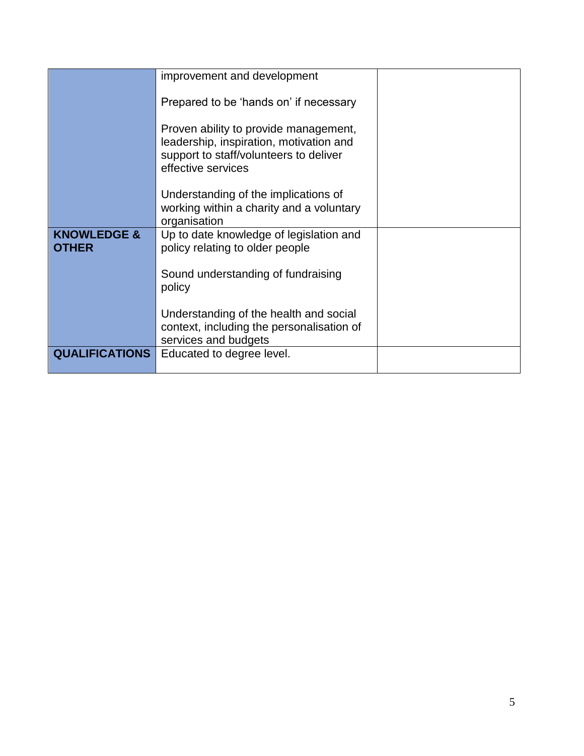| | | |
|---|---|---|
| | improvement and development<br><br>Prepared to be 'hands on' if necessary<br><br>Proven ability to provide management, leadership, inspiration, motivation and support to staff/volunteers to deliver effective services<br><br>Understanding of the implications of working within a charity and a voluntary organisation | |
| **KNOWLEDGE & OTHER** | Up to date knowledge of legislation and policy relating to older people<br><br>Sound understanding of fundraising policy<br><br>Understanding of the health and social context, including the personalisation of services and budgets | |
| **QUALIFICATIONS** | Educated to degree level. | |